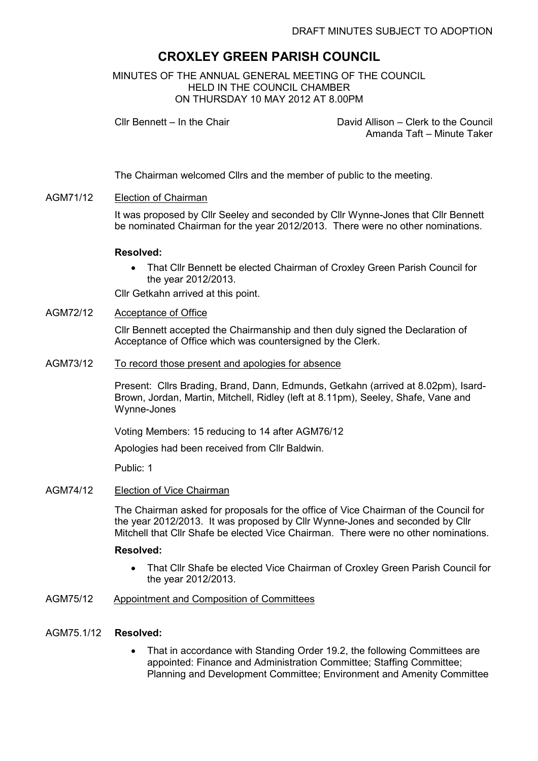DRAFT MINUTES SUBJECT TO ADOPTION

# CROXLEY GREEN PARISH COUNCIL

MINUTES OF THE ANNUAL GENERAL MEETING OF THE COUNCIL
HELD IN THE COUNCIL CHAMBER
ON THURSDAY 10 MAY 2012 AT 8.00PM

Cllr Bennett – In the Chair

David Allison – Clerk to the Council
Amanda Taft – Minute Taker

The Chairman welcomed Cllrs and the member of public to the meeting.

**AGM71/12 Election of Chairman**

It was proposed by Cllr Seeley and seconded by Cllr Wynne-Jones that Cllr Bennett be nominated Chairman for the year 2012/2013. There were no other nominations.

**Resolved:**

- That Cllr Bennett be elected Chairman of Croxley Green Parish Council for the year 2012/2013.

Cllr Getkahn arrived at this point.

**AGM72/12 Acceptance of Office**

Cllr Bennett accepted the Chairmanship and then duly signed the Declaration of Acceptance of Office which was countersigned by the Clerk.

**AGM73/12 To record those present and apologies for absence**

Present: Cllrs Brading, Brand, Dann, Edmunds, Getkahn (arrived at 8.02pm), Isard-Brown, Jordan, Martin, Mitchell, Ridley (left at 8.11pm), Seeley, Shafe, Vane and Wynne-Jones

Voting Members: 15 reducing to 14 after AGM76/12

Apologies had been received from Cllr Baldwin.

Public: 1

**AGM74/12 Election of Vice Chairman**

The Chairman asked for proposals for the office of Vice Chairman of the Council for the year 2012/2013. It was proposed by Cllr Wynne-Jones and seconded by Cllr Mitchell that Cllr Shafe be elected Vice Chairman. There were no other nominations.

**Resolved:**

- That Cllr Shafe be elected Vice Chairman of Croxley Green Parish Council for the year 2012/2013.

**AGM75/12 Appointment and Composition of Committees**

**AGM75.1/12 Resolved:**

- That in accordance with Standing Order 19.2, the following Committees are appointed: Finance and Administration Committee; Staffing Committee; Planning and Development Committee; Environment and Amenity Committee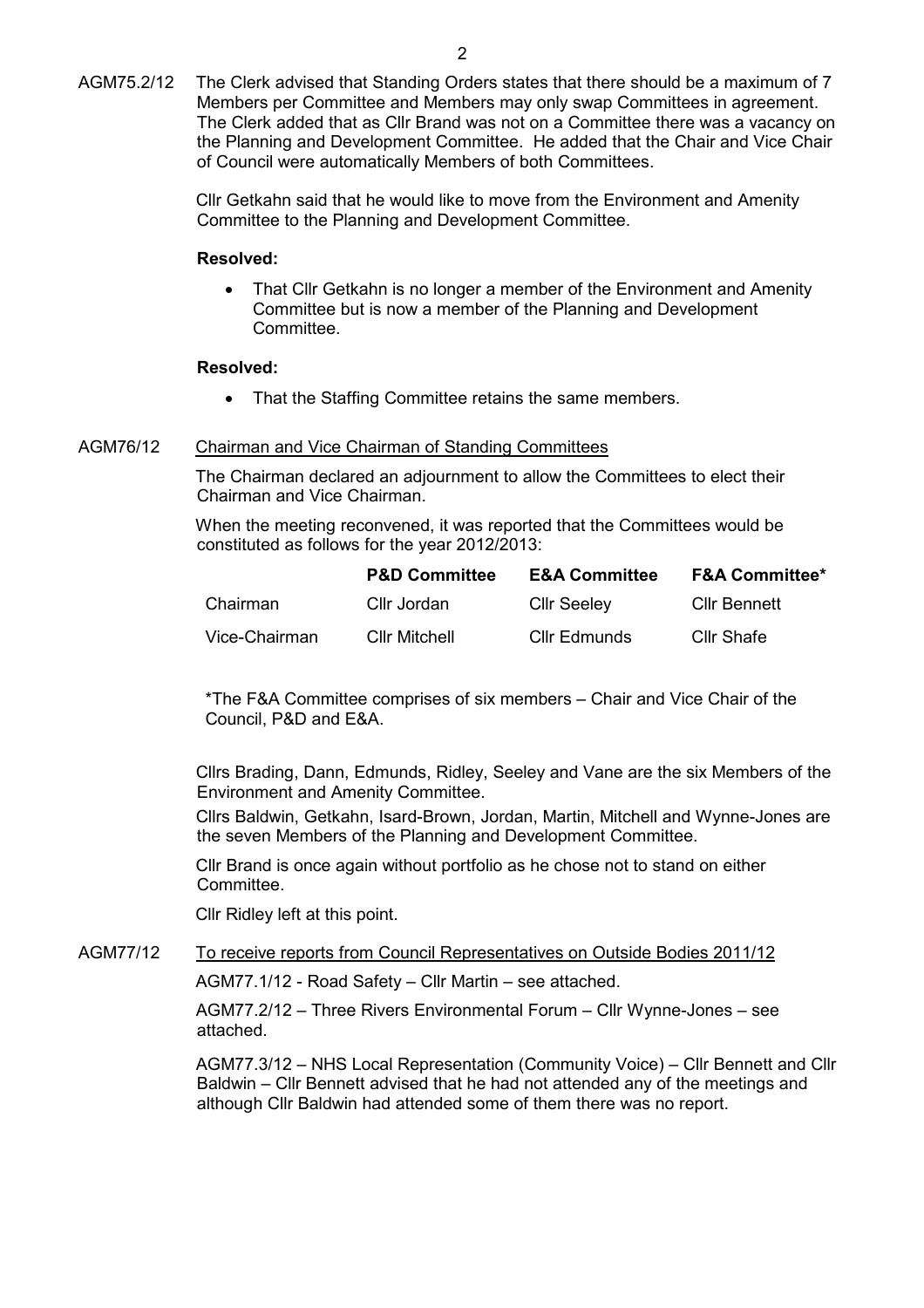AGM75.2/12 The Clerk advised that Standing Orders states that there should be a maximum of 7 Members per Committee and Members may only swap Committees in agreement. The Clerk added that as Cllr Brand was not on a Committee there was a vacancy on the Planning and Development Committee. He added that the Chair and Vice Chair of Council were automatically Members of both Committees.

Cllr Getkahn said that he would like to move from the Environment and Amenity Committee to the Planning and Development Committee.

**Resolved:**

- That Cllr Getkahn is no longer a member of the Environment and Amenity Committee but is now a member of the Planning and Development Committee.

**Resolved:**

- That the Staffing Committee retains the same members.

AGM76/12 Chairman and Vice Chairman of Standing Committees

The Chairman declared an adjournment to allow the Committees to elect their Chairman and Vice Chairman.

When the meeting reconvened, it was reported that the Committees would be constituted as follows for the year 2012/2013:

| | **P&D Committee** | **E&A Committee** | **F&A Committee*** |
|---|---|---|---|
| Chairman | Cllr Jordan | Cllr Seeley | Cllr Bennett |
| Vice-Chairman | Cllr Mitchell | Cllr Edmunds | Cllr Shafe |

*The F&A Committee comprises of six members – Chair and Vice Chair of the Council, P&D and E&A.

Cllrs Brading, Dann, Edmunds, Ridley, Seeley and Vane are the six Members of the Environment and Amenity Committee.

Cllrs Baldwin, Getkahn, Isard-Brown, Jordan, Martin, Mitchell and Wynne-Jones are the seven Members of the Planning and Development Committee.

Cllr Brand is once again without portfolio as he chose not to stand on either Committee.

Cllr Ridley left at this point.

AGM77/12 To receive reports from Council Representatives on Outside Bodies 2011/12

AGM77.1/12 - Road Safety – Cllr Martin – see attached.

AGM77.2/12 – Three Rivers Environmental Forum – Cllr Wynne-Jones – see attached.

AGM77.3/12 – NHS Local Representation (Community Voice) – Cllr Bennett and Cllr Baldwin – Cllr Bennett advised that he had not attended any of the meetings and although Cllr Baldwin had attended some of them there was no report.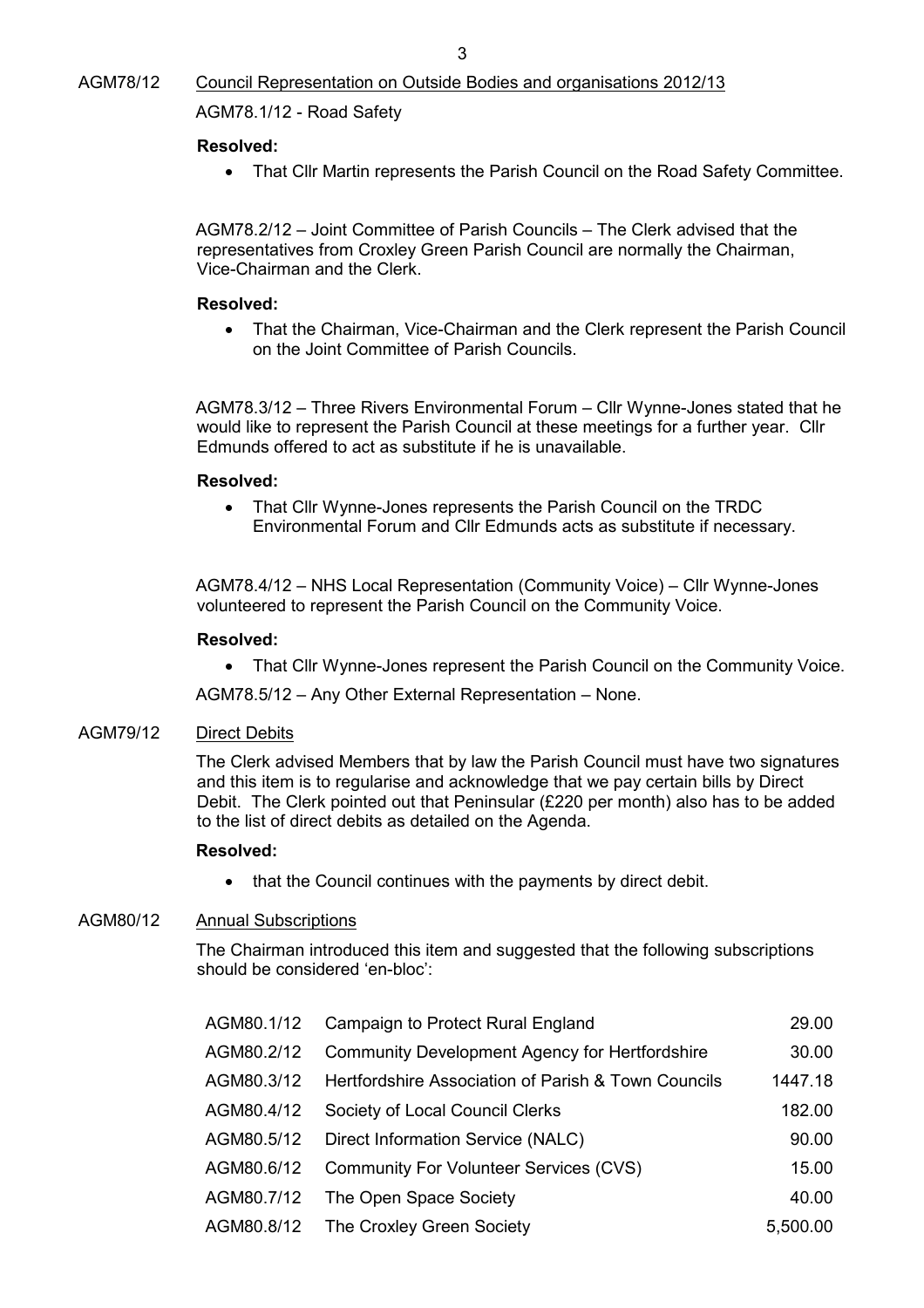AGM78/12 Council Representation on Outside Bodies and organisations 2012/13

AGM78.1/12 - Road Safety

**Resolved:**

- That Cllr Martin represents the Parish Council on the Road Safety Committee.

AGM78.2/12 – Joint Committee of Parish Councils – The Clerk advised that the representatives from Croxley Green Parish Council are normally the Chairman, Vice-Chairman and the Clerk.

**Resolved:**

- That the Chairman, Vice-Chairman and the Clerk represent the Parish Council on the Joint Committee of Parish Councils.

AGM78.3/12 – Three Rivers Environmental Forum – Cllr Wynne-Jones stated that he would like to represent the Parish Council at these meetings for a further year. Cllr Edmunds offered to act as substitute if he is unavailable.

**Resolved:**

- That Cllr Wynne-Jones represents the Parish Council on the TRDC Environmental Forum and Cllr Edmunds acts as substitute if necessary.

AGM78.4/12 – NHS Local Representation (Community Voice) – Cllr Wynne-Jones volunteered to represent the Parish Council on the Community Voice.

**Resolved:**

- That Cllr Wynne-Jones represent the Parish Council on the Community Voice.

AGM78.5/12 – Any Other External Representation – None.

AGM79/12 Direct Debits

The Clerk advised Members that by law the Parish Council must have two signatures and this item is to regularise and acknowledge that we pay certain bills by Direct Debit. The Clerk pointed out that Peninsular (£220 per month) also has to be added to the list of direct debits as detailed on the Agenda.

**Resolved:**

- that the Council continues with the payments by direct debit.

AGM80/12 Annual Subscriptions

The Chairman introduced this item and suggested that the following subscriptions should be considered 'en-bloc':

| | | |
|---|---|---|
| AGM80.1/12 | Campaign to Protect Rural England | 29.00 |
| AGM80.2/12 | Community Development Agency for Hertfordshire | 30.00 |
| AGM80.3/12 | Hertfordshire Association of Parish & Town Councils | 1447.18 |
| AGM80.4/12 | Society of Local Council Clerks | 182.00 |
| AGM80.5/12 | Direct Information Service (NALC) | 90.00 |
| AGM80.6/12 | Community For Volunteer Services (CVS) | 15.00 |
| AGM80.7/12 | The Open Space Society | 40.00 |
| AGM80.8/12 | The Croxley Green Society | 5,500.00 |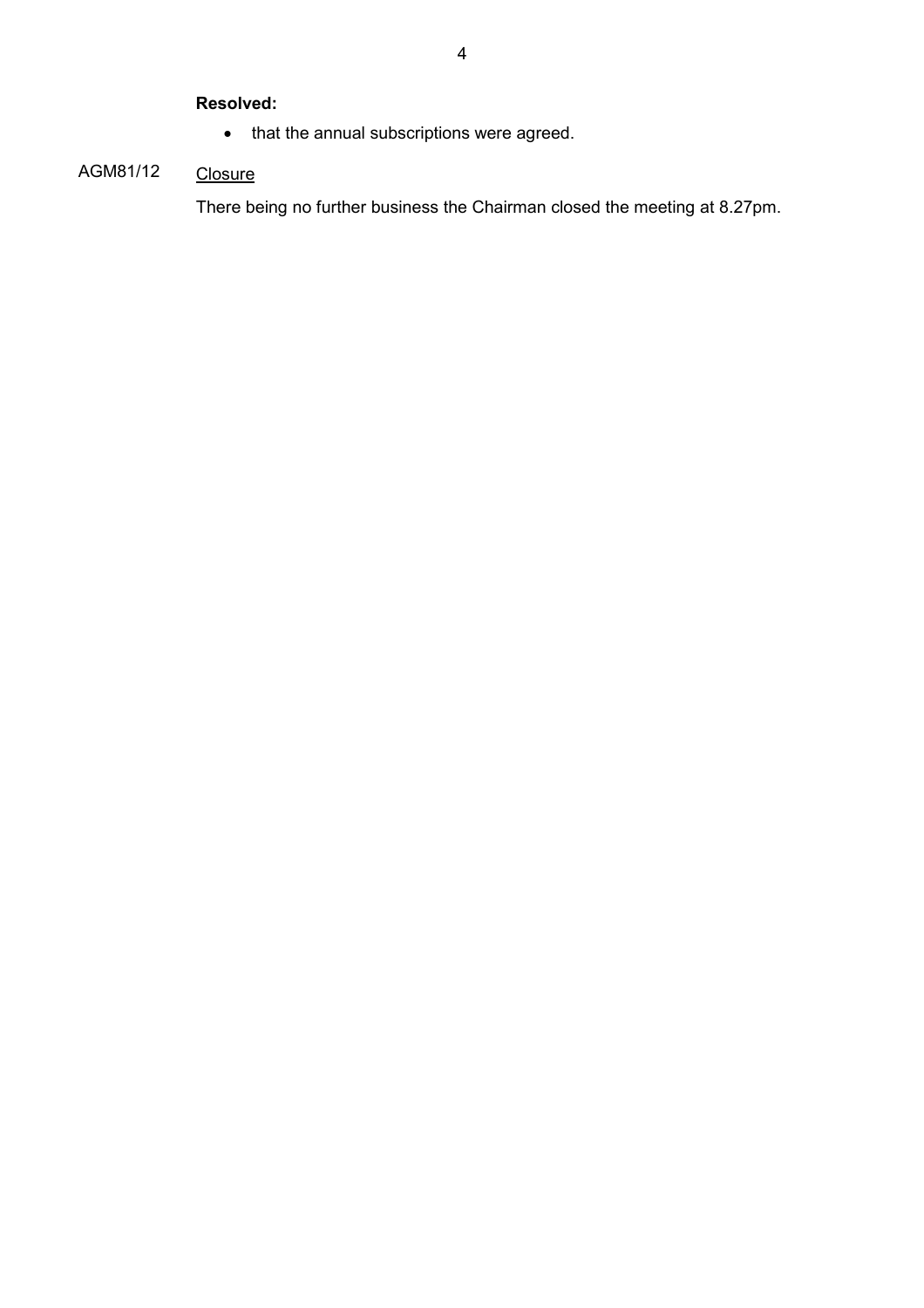**Resolved:**

- that the annual subscriptions were agreed.

AGM81/12 Closure

There being no further business the Chairman closed the meeting at 8.27pm.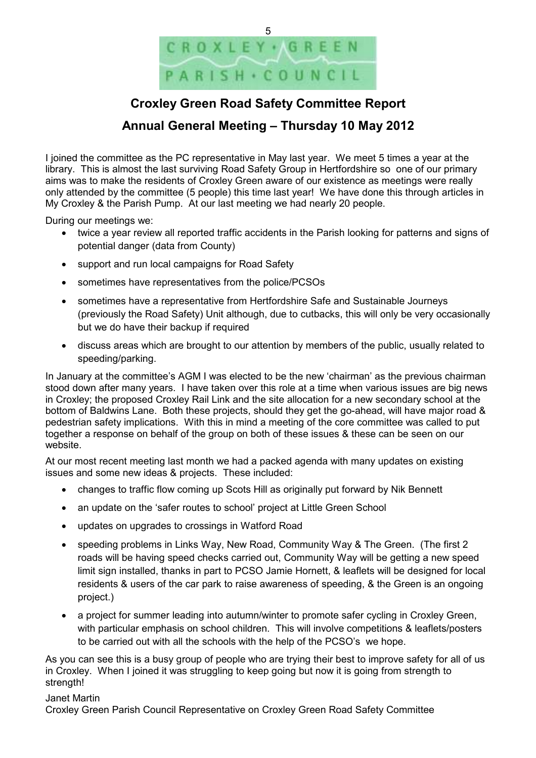CROXLEY • GREEN
PARISH • COUNCIL

## Croxley Green Road Safety Committee Report

## Annual General Meeting – Thursday 10 May 2012

I joined the committee as the PC representative in May last year. We meet 5 times a year at the library. This is almost the last surviving Road Safety Group in Hertfordshire so one of our primary aims was to make the residents of Croxley Green aware of our existence as meetings were really only attended by the committee (5 people) this time last year! We have done this through articles in My Croxley & the Parish Pump. At our last meeting we had nearly 20 people.

During our meetings we:

- twice a year review all reported traffic accidents in the Parish looking for patterns and signs of potential danger (data from County)
- support and run local campaigns for Road Safety
- sometimes have representatives from the police/PCSOs
- sometimes have a representative from Hertfordshire Safe and Sustainable Journeys (previously the Road Safety) Unit although, due to cutbacks, this will only be very occasionally but we do have their backup if required
- discuss areas which are brought to our attention by members of the public, usually related to speeding/parking.

In January at the committee's AGM I was elected to be the new 'chairman' as the previous chairman stood down after many years. I have taken over this role at a time when various issues are big news in Croxley; the proposed Croxley Rail Link and the site allocation for a new secondary school at the bottom of Baldwins Lane. Both these projects, should they get the go-ahead, will have major road & pedestrian safety implications. With this in mind a meeting of the core committee was called to put together a response on behalf of the group on both of these issues & these can be seen on our website.

At our most recent meeting last month we had a packed agenda with many updates on existing issues and some new ideas & projects. These included:

- changes to traffic flow coming up Scots Hill as originally put forward by Nik Bennett
- an update on the 'safer routes to school' project at Little Green School
- updates on upgrades to crossings in Watford Road
- speeding problems in Links Way, New Road, Community Way & The Green. (The first 2 roads will be having speed checks carried out, Community Way will be getting a new speed limit sign installed, thanks in part to PCSO Jamie Hornett, & leaflets will be designed for local residents & users of the car park to raise awareness of speeding, & the Green is an ongoing project.)
- a project for summer leading into autumn/winter to promote safer cycling in Croxley Green, with particular emphasis on school children. This will involve competitions & leaflets/posters to be carried out with all the schools with the help of the PCSO's we hope.

As you can see this is a busy group of people who are trying their best to improve safety for all of us in Croxley. When I joined it was struggling to keep going but now it is going from strength to strength!

Janet Martin
Croxley Green Parish Council Representative on Croxley Green Road Safety Committee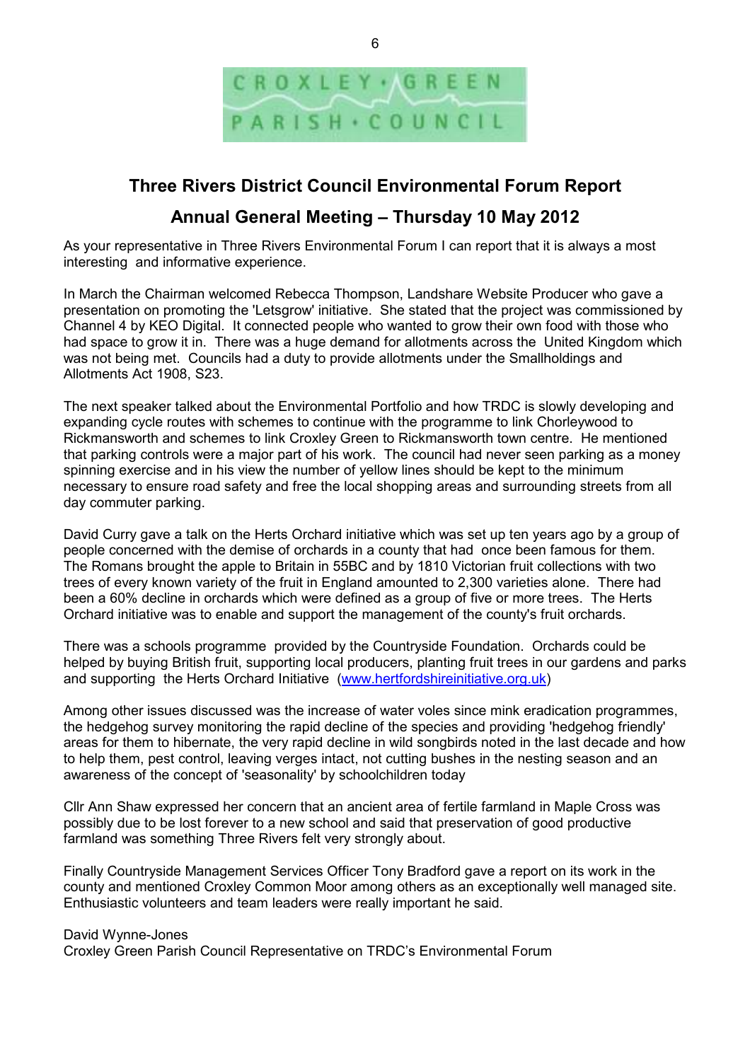CROXLEY · GREEN PARISH · COUNCIL

## Three Rivers District Council Environmental Forum Report

## Annual General Meeting – Thursday 10 May 2012

As your representative in Three Rivers Environmental Forum I can report that it is always a most interesting and informative experience.

In March the Chairman welcomed Rebecca Thompson, Landshare Website Producer who gave a presentation on promoting the 'Letsgrow' initiative. She stated that the project was commissioned by Channel 4 by KEO Digital. It connected people who wanted to grow their own food with those who had space to grow it in. There was a huge demand for allotments across the United Kingdom which was not being met. Councils had a duty to provide allotments under the Smallholdings and Allotments Act 1908, S23.

The next speaker talked about the Environmental Portfolio and how TRDC is slowly developing and expanding cycle routes with schemes to continue with the programme to link Chorleywood to Rickmansworth and schemes to link Croxley Green to Rickmansworth town centre. He mentioned that parking controls were a major part of his work. The council had never seen parking as a money spinning exercise and in his view the number of yellow lines should be kept to the minimum necessary to ensure road safety and free the local shopping areas and surrounding streets from all day commuter parking.

David Curry gave a talk on the Herts Orchard initiative which was set up ten years ago by a group of people concerned with the demise of orchards in a county that had once been famous for them. The Romans brought the apple to Britain in 55BC and by 1810 Victorian fruit collections with two trees of every known variety of the fruit in England amounted to 2,300 varieties alone. There had been a 60% decline in orchards which were defined as a group of five or more trees. The Herts Orchard initiative was to enable and support the management of the county's fruit orchards.

There was a schools programme provided by the Countryside Foundation. Orchards could be helped by buying British fruit, supporting local producers, planting fruit trees in our gardens and parks and supporting the Herts Orchard Initiative (www.hertfordshireinitiative.org.uk)

Among other issues discussed was the increase of water voles since mink eradication programmes, the hedgehog survey monitoring the rapid decline of the species and providing 'hedgehog friendly' areas for them to hibernate, the very rapid decline in wild songbirds noted in the last decade and how to help them, pest control, leaving verges intact, not cutting bushes in the nesting season and an awareness of the concept of 'seasonality' by schoolchildren today

Cllr Ann Shaw expressed her concern that an ancient area of fertile farmland in Maple Cross was possibly due to be lost forever to a new school and said that preservation of good productive farmland was something Three Rivers felt very strongly about.

Finally Countryside Management Services Officer Tony Bradford gave a report on its work in the county and mentioned Croxley Common Moor among others as an exceptionally well managed site. Enthusiastic volunteers and team leaders were really important he said.

David Wynne-Jones
Croxley Green Parish Council Representative on TRDC's Environmental Forum